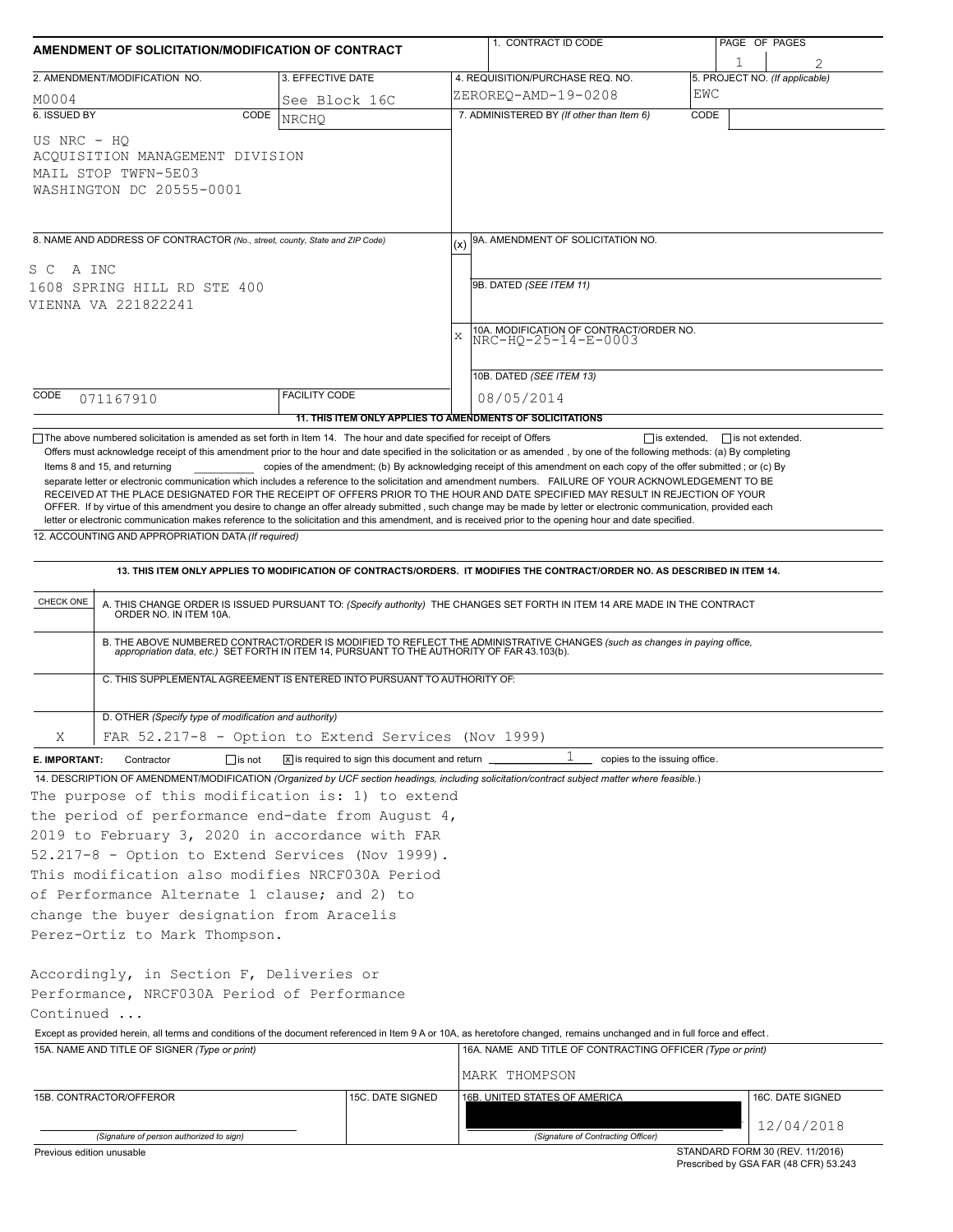## AMENDMENT OF SOLICITATION/MODIFICATION OF CONTRACT

| | | | |
|---|---|---|---|
| 1. CONTRACT ID CODE | | PAGE OF PAGES | 1 / 2 |
| 2. AMENDMENT/MODIFICATION NO. M0004 | 3. EFFECTIVE DATE See Block 16C | 4. REQUISITION/PURCHASE REQ. NO. ZEROREQ-AMD-19-0208 | 5. PROJECT NO. (If applicable) EWC |
| 6. ISSUED BY CODE NRCHQ | | 7. ADMINISTERED BY (If other than Item 6) CODE | |

**6. ISSUED BY**
US NRC - HQ
ACQUISITION MANAGEMENT DIVISION
MAIL STOP TWFN-5E03
WASHINGTON DC 20555-0001

**8. NAME AND ADDRESS OF CONTRACTOR** (No., street, county, State and ZIP Code)
S C A INC
1608 SPRING HILL RD STE 400
VIENNA VA 221822241

CODE 071167910 FACILITY CODE

(x) 9A. AMENDMENT OF SOLICITATION NO.

9B. DATED (SEE ITEM 11)

X 10A. MODIFICATION OF CONTRACT/ORDER NO. NRC-HQ-25-14-E-0003

10B. DATED (SEE ITEM 13) 08/05/2014

**11. THIS ITEM ONLY APPLIES TO AMENDMENTS OF SOLICITATIONS**

☐ The above numbered solicitation is amended as set forth in Item 14. The hour and date specified for receipt of Offers ☐ is extended, ☐ is not extended.
Offers must acknowledge receipt of this amendment prior to the hour and date specified in the solicitation or as amended, by one of the following methods: (a) By completing Items 8 and 15, and returning ________ copies of the amendment; (b) By acknowledging receipt of this amendment on each copy of the offer submitted ; or (c) By separate letter or electronic communication which includes a reference to the solicitation and amendment numbers. FAILURE OF YOUR ACKNOWLEDGEMENT TO BE RECEIVED AT THE PLACE DESIGNATED FOR THE RECEIPT OF OFFERS PRIOR TO THE HOUR AND DATE SPECIFIED MAY RESULT IN REJECTION OF YOUR OFFER. If by virtue of this amendment you desire to change an offer already submitted, such change may be made by letter or electronic communication, provided each letter or electronic communication makes reference to the solicitation and this amendment, and is received prior to the opening hour and date specified.

12. ACCOUNTING AND APPROPRIATION DATA (If required)

**13. THIS ITEM ONLY APPLIES TO MODIFICATION OF CONTRACTS/ORDERS. IT MODIFIES THE CONTRACT/ORDER NO. AS DESCRIBED IN ITEM 14.**

| CHECK ONE | |
|---|---|
| | A. THIS CHANGE ORDER IS ISSUED PURSUANT TO: (Specify authority) THE CHANGES SET FORTH IN ITEM 14 ARE MADE IN THE CONTRACT ORDER NO. IN ITEM 10A. |
| | B. THE ABOVE NUMBERED CONTRACT/ORDER IS MODIFIED TO REFLECT THE ADMINISTRATIVE CHANGES (such as changes in paying office, appropriation data, etc.) SET FORTH IN ITEM 14, PURSUANT TO THE AUTHORITY OF FAR 43.103(b). |
| | C. THIS SUPPLEMENTAL AGREEMENT IS ENTERED INTO PURSUANT TO AUTHORITY OF: |
| X | D. OTHER (Specify type of modification and authority) FAR 52.217-8 - Option to Extend Services (Nov 1999) |

**E. IMPORTANT:** Contractor ☐ is not ☒ is required to sign this document and return 1 copies to the issuing office.

**14. DESCRIPTION OF AMENDMENT/MODIFICATION** (Organized by UCF section headings, including solicitation/contract subject matter where feasible.)

The purpose of this modification is: 1) to extend the period of performance end-date from August 4, 2019 to February 3, 2020 in accordance with FAR 52.217-8 - Option to Extend Services (Nov 1999). This modification also modifies NRCF030A Period of Performance Alternate 1 clause; and 2) to change the buyer designation from Aracelis Perez-Ortiz to Mark Thompson.

Accordingly, in Section F, Deliveries or Performance, NRCF030A Period of Performance
Continued ...

Except as provided herein, all terms and conditions of the document referenced in Item 9 A or 10A, as heretofore changed, remains unchanged and in full force and effect.

| | | | |
|---|---|---|---|
| 15A. NAME AND TITLE OF SIGNER (Type or print) | | 16A. NAME AND TITLE OF CONTRACTING OFFICER (Type or print) MARK THOMPSON | |
| 15B. CONTRACTOR/OFFEROR (Signature of person authorized to sign) | 15C. DATE SIGNED | 16B. UNITED STATES OF AMERICA (Signature of Contracting Officer) | 16C. DATE SIGNED 12/04/2018 |

Previous edition unusable

STANDARD FORM 30 (REV. 11/2016)
Prescribed by GSA FAR (48 CFR) 53.243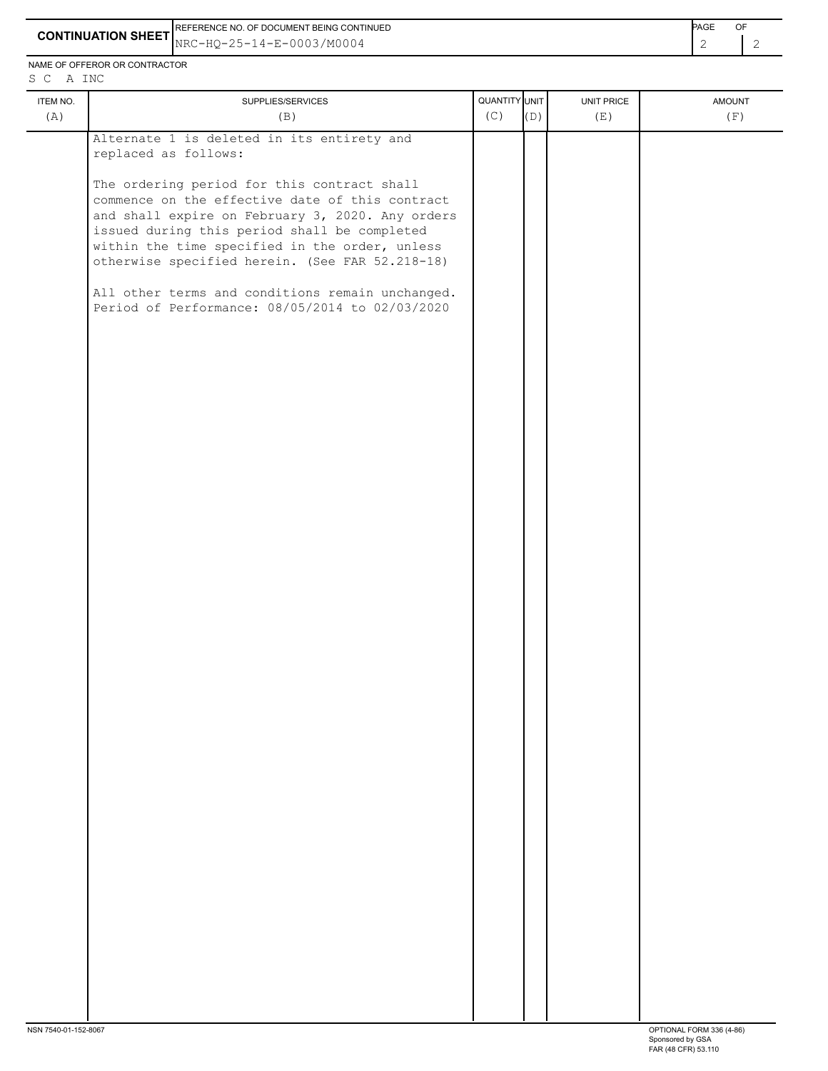**CONTINUATION SHEET**

REFERENCE NO. OF DOCUMENT BEING CONTINUED
NRC-HQ-25-14-E-0003/M0004

NAME OF OFFEROR OR CONTRACTOR
S C A INC

| ITEM NO. (A) | SUPPLIES/SERVICES (B) | QUANTITY (C) | UNIT (D) | UNIT PRICE (E) | AMOUNT (F) |
|---|---|---|---|---|---|
| | Alternate 1 is deleted in its entirety and replaced as follows:<br><br>The ordering period for this contract shall commence on the effective date of this contract and shall expire on February 3, 2020. Any orders issued during this period shall be completed within the time specified in the order, unless otherwise specified herein. (See FAR 52.218-18)<br><br>All other terms and conditions remain unchanged.<br>Period of Performance: 08/05/2014 to 02/03/2020 | | | | |

NSN 7540-01-152-8067

OPTIONAL FORM 336 (4-86)
Sponsored by GSA
FAR (48 CFR) 53.110